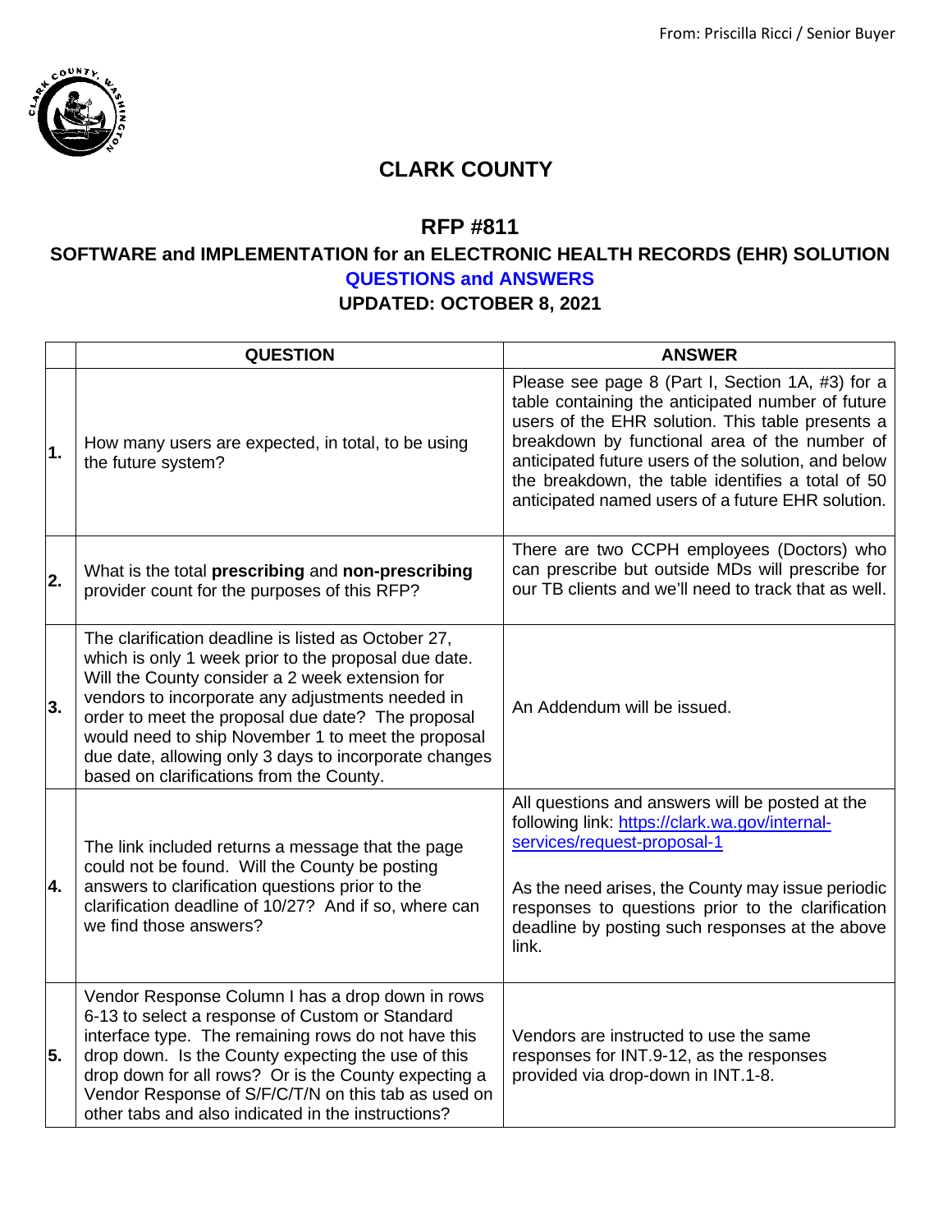From: Priscilla Ricci / Senior Buyer

# CLARK COUNTY

## RFP #811

### SOFTWARE and IMPLEMENTATION for an ELECTRONIC HEALTH RECORDS (EHR) SOLUTION

### QUESTIONS and ANSWERS

### UPDATED: OCTOBER 8, 2021

| | QUESTION | ANSWER |
|---|---|---|
| 1. | How many users are expected, in total, to be using the future system? | Please see page 8 (Part I, Section 1A, #3) for a table containing the anticipated number of future users of the EHR solution. This table presents a breakdown by functional area of the number of anticipated future users of the solution, and below the breakdown, the table identifies a total of 50 anticipated named users of a future EHR solution. |
| 2. | What is the total **prescribing** and **non-prescribing** provider count for the purposes of this RFP? | There are two CCPH employees (Doctors) who can prescribe but outside MDs will prescribe for our TB clients and we'll need to track that as well. |
| 3. | The clarification deadline is listed as October 27, which is only 1 week prior to the proposal due date. Will the County consider a 2 week extension for vendors to incorporate any adjustments needed in order to meet the proposal due date? The proposal would need to ship November 1 to meet the proposal due date, allowing only 3 days to incorporate changes based on clarifications from the County. | An Addendum will be issued. |
| 4. | The link included returns a message that the page could not be found. Will the County be posting answers to clarification questions prior to the clarification deadline of 10/27? And if so, where can we find those answers? | All questions and answers will be posted at the following link: https://clark.wa.gov/internal-services/request-proposal-1<br><br>As the need arises, the County may issue periodic responses to questions prior to the clarification deadline by posting such responses at the above link. |
| 5. | Vendor Response Column I has a drop down in rows 6-13 to select a response of Custom or Standard interface type. The remaining rows do not have this drop down. Is the County expecting the use of this drop down for all rows? Or is the County expecting a Vendor Response of S/F/C/T/N on this tab as used on other tabs and also indicated in the instructions? | Vendors are instructed to use the same responses for INT.9-12, as the responses provided via drop-down in INT.1-8. |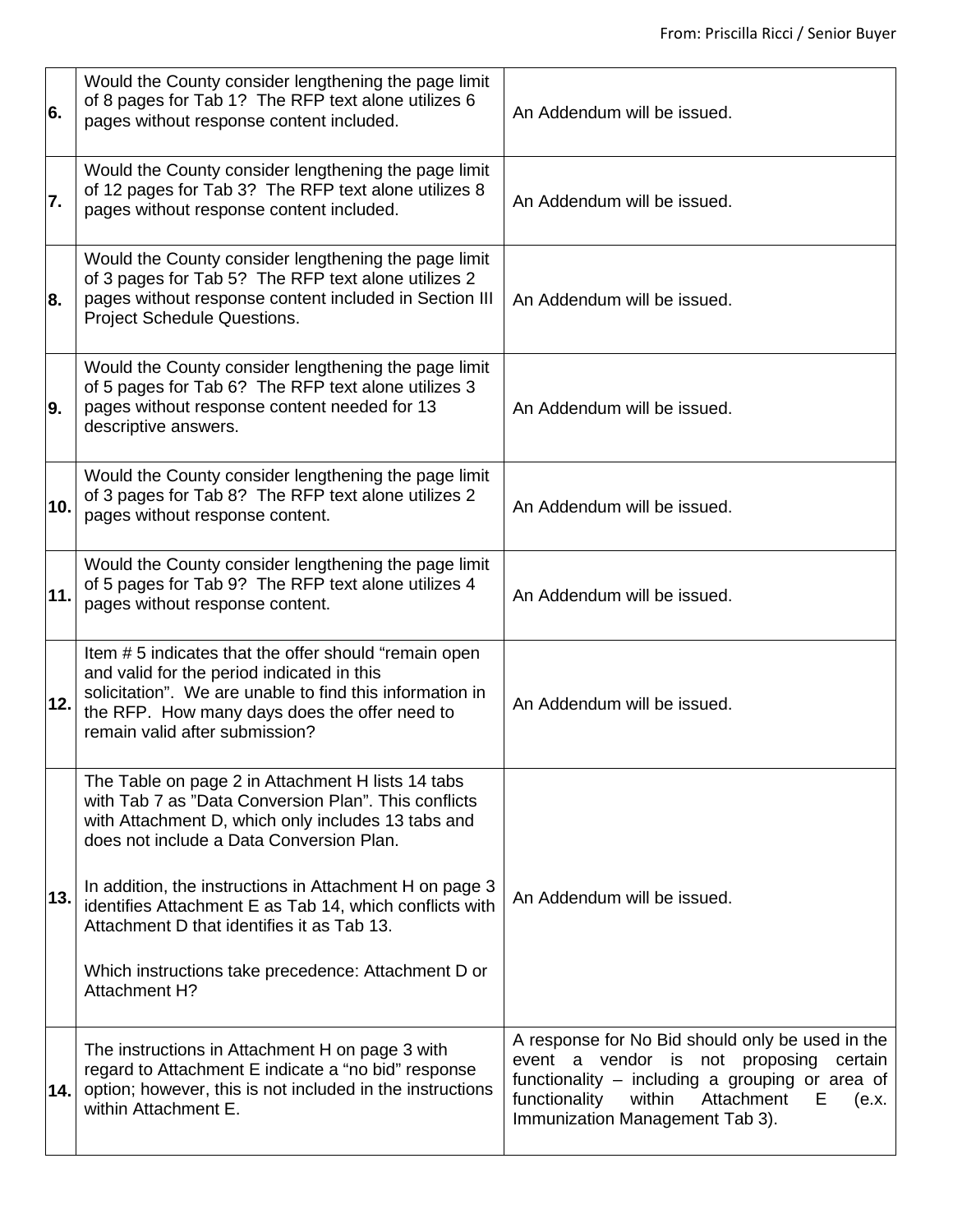| | | |
|---|---|---|
| **6.** | Would the County consider lengthening the page limit of 8 pages for Tab 1? The RFP text alone utilizes 6 pages without response content included. | An Addendum will be issued. |
| **7.** | Would the County consider lengthening the page limit of 12 pages for Tab 3? The RFP text alone utilizes 8 pages without response content included. | An Addendum will be issued. |
| **8.** | Would the County consider lengthening the page limit of 3 pages for Tab 5? The RFP text alone utilizes 2 pages without response content included in Section III Project Schedule Questions. | An Addendum will be issued. |
| **9.** | Would the County consider lengthening the page limit of 5 pages for Tab 6? The RFP text alone utilizes 3 pages without response content needed for 13 descriptive answers. | An Addendum will be issued. |
| **10.** | Would the County consider lengthening the page limit of 3 pages for Tab 8? The RFP text alone utilizes 2 pages without response content. | An Addendum will be issued. |
| **11.** | Would the County consider lengthening the page limit of 5 pages for Tab 9? The RFP text alone utilizes 4 pages without response content. | An Addendum will be issued. |
| **12.** | Item # 5 indicates that the offer should "remain open and valid for the period indicated in this solicitation". We are unable to find this information in the RFP. How many days does the offer need to remain valid after submission? | An Addendum will be issued. |
| **13.** | The Table on page 2 in Attachment H lists 14 tabs with Tab 7 as "Data Conversion Plan". This conflicts with Attachment D, which only includes 13 tabs and does not include a Data Conversion Plan.<br><br>In addition, the instructions in Attachment H on page 3 identifies Attachment E as Tab 14, which conflicts with Attachment D that identifies it as Tab 13.<br><br>Which instructions take precedence: Attachment D or Attachment H? | An Addendum will be issued. |
| **14.** | The instructions in Attachment H on page 3 with regard to Attachment E indicate a "no bid" response option; however, this is not included in the instructions within Attachment E. | A response for No Bid should only be used in the event a vendor is not proposing certain functionality – including a grouping or area of functionality within Attachment E (e.x. Immunization Management Tab 3). |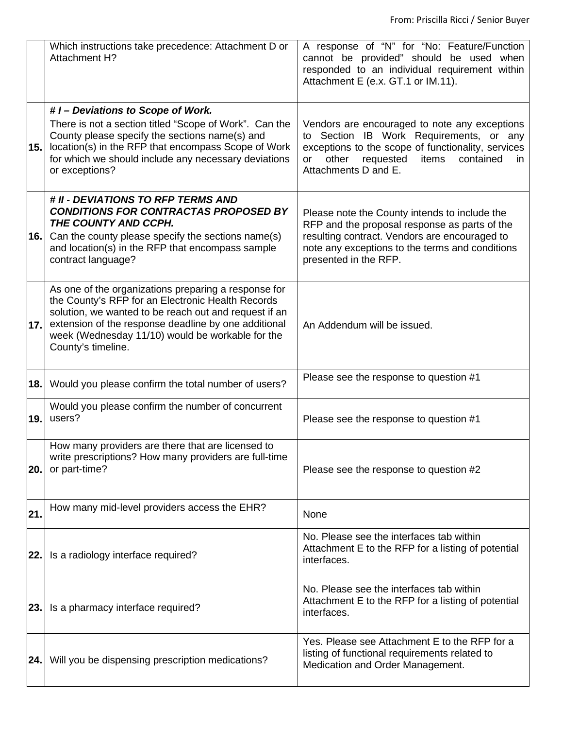| | | |
|---|---|---|
| | Which instructions take precedence: Attachment D or Attachment H? | A response of "N" for "No: Feature/Function cannot be provided" should be used when responded to an individual requirement within Attachment E (e.x. GT.1 or IM.11). |
| **15.** | ***# I – Deviations to Scope of Work.*** There is not a section titled "Scope of Work". Can the County please specify the sections name(s) and location(s) in the RFP that encompass Scope of Work for which we should include any necessary deviations or exceptions? | Vendors are encouraged to note any exceptions to Section IB Work Requirements, or any exceptions to the scope of functionality, services or other requested items contained in Attachments D and E. |
| **16.** | ***# II - DEVIATIONS TO RFP TERMS AND CONDITIONS FOR CONTRACTAS PROPOSED BY THE COUNTY AND CCPH.*** Can the county please specify the sections name(s) and location(s) in the RFP that encompass sample contract language? | Please note the County intends to include the RFP and the proposal response as parts of the resulting contract. Vendors are encouraged to note any exceptions to the terms and conditions presented in the RFP. |
| **17.** | As one of the organizations preparing a response for the County's RFP for an Electronic Health Records solution, we wanted to be reach out and request if an extension of the response deadline by one additional week (Wednesday 11/10) would be workable for the County's timeline. | An Addendum will be issued. |
| **18.** | Would you please confirm the total number of users? | Please see the response to question #1 |
| **19.** | Would you please confirm the number of concurrent users? | Please see the response to question #1 |
| **20.** | How many providers are there that are licensed to write prescriptions? How many providers are full-time or part-time? | Please see the response to question #2 |
| **21.** | How many mid-level providers access the EHR? | None |
| **22.** | Is a radiology interface required? | No. Please see the interfaces tab within Attachment E to the RFP for a listing of potential interfaces. |
| **23.** | Is a pharmacy interface required? | No. Please see the interfaces tab within Attachment E to the RFP for a listing of potential interfaces. |
| **24.** | Will you be dispensing prescription medications? | Yes. Please see Attachment E to the RFP for a listing of functional requirements related to Medication and Order Management. |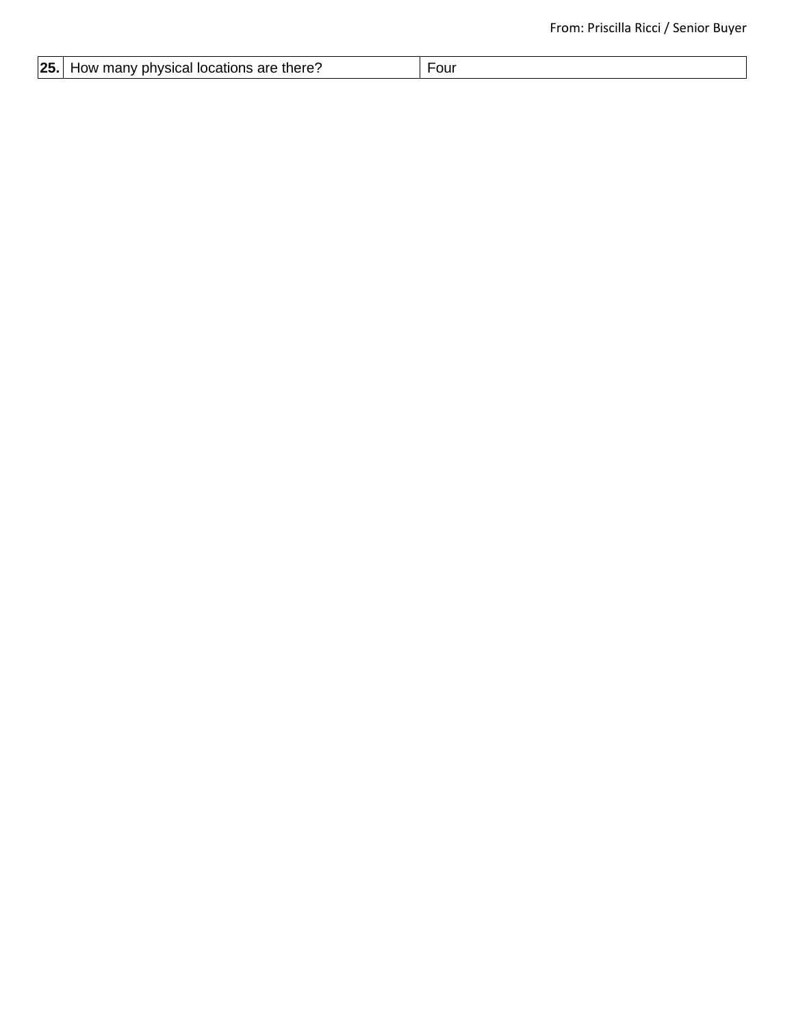| | | |
|---|---|---|
| **25.** | How many physical locations are there? | Four |